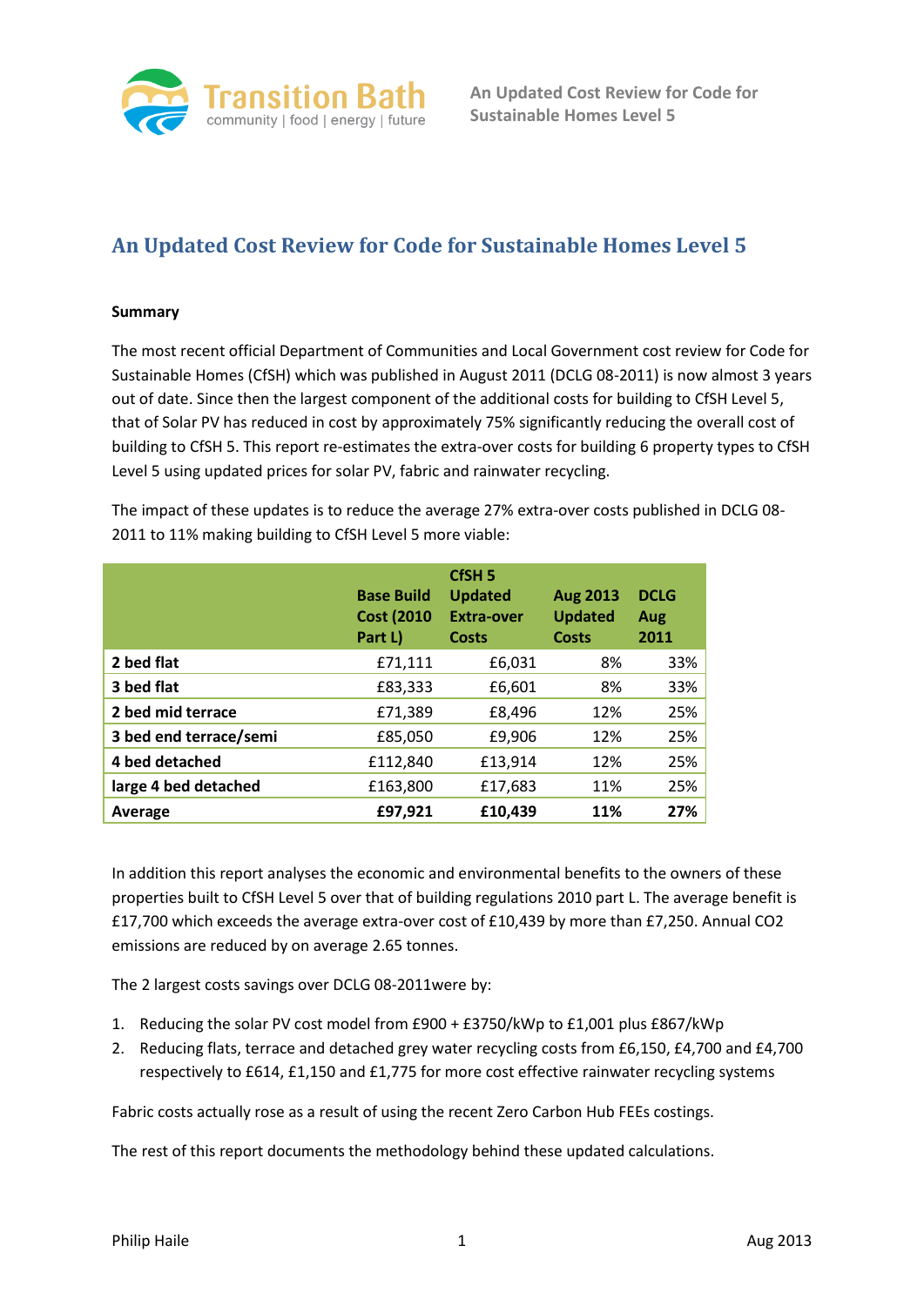# An Updated Cost Review for Code for Sustainable Homes Level 5

**Summary**

The most recent official Department of Communities and Local Government cost review for Code for Sustainable Homes (CfSH) which was published in August 2011 (DCLG 08-2011) is now almost 3 years out of date. Since then the largest component of the additional costs for building to CfSH Level 5, that of Solar PV has reduced in cost by approximately 75% significantly reducing the overall cost of building to CfSH 5. This report re-estimates the extra-over costs for building 6 property types to CfSH Level 5 using updated prices for solar PV, fabric and rainwater recycling.

The impact of these updates is to reduce the average 27% extra-over costs published in DCLG 08-2011 to 11% making building to CfSH Level 5 more viable:

| | Base Build Cost (2010 Part L) | CfSH 5 Updated Extra-over Costs | Aug 2013 Updated Costs | DCLG Aug 2011 |
|---|---|---|---|---|
| **2 bed flat** | £71,111 | £6,031 | 8% | 33% |
| **3 bed flat** | £83,333 | £6,601 | 8% | 33% |
| **2 bed mid terrace** | £71,389 | £8,496 | 12% | 25% |
| **3 bed end terrace/semi** | £85,050 | £9,906 | 12% | 25% |
| **4 bed detached** | £112,840 | £13,914 | 12% | 25% |
| **large 4 bed detached** | £163,800 | £17,683 | 11% | 25% |
| **Average** | **£97,921** | **£10,439** | **11%** | **27%** |

In addition this report analyses the economic and environmental benefits to the owners of these properties built to CfSH Level 5 over that of building regulations 2010 part L. The average benefit is £17,700 which exceeds the average extra-over cost of £10,439 by more than £7,250. Annual $CO_2$ emissions are reduced by on average 2.65 tonnes.

The 2 largest costs savings over DCLG 08-2011were by:

1. Reducing the solar PV cost model from £900 + £3750/kWp to £1,001 plus £867/kWp
2. Reducing flats, terrace and detached grey water recycling costs from £6,150, £4,700 and £4,700 respectively to £614, £1,150 and £1,775 for more cost effective rainwater recycling systems

Fabric costs actually rose as a result of using the recent Zero Carbon Hub FEEs costings.

The rest of this report documents the methodology behind these updated calculations.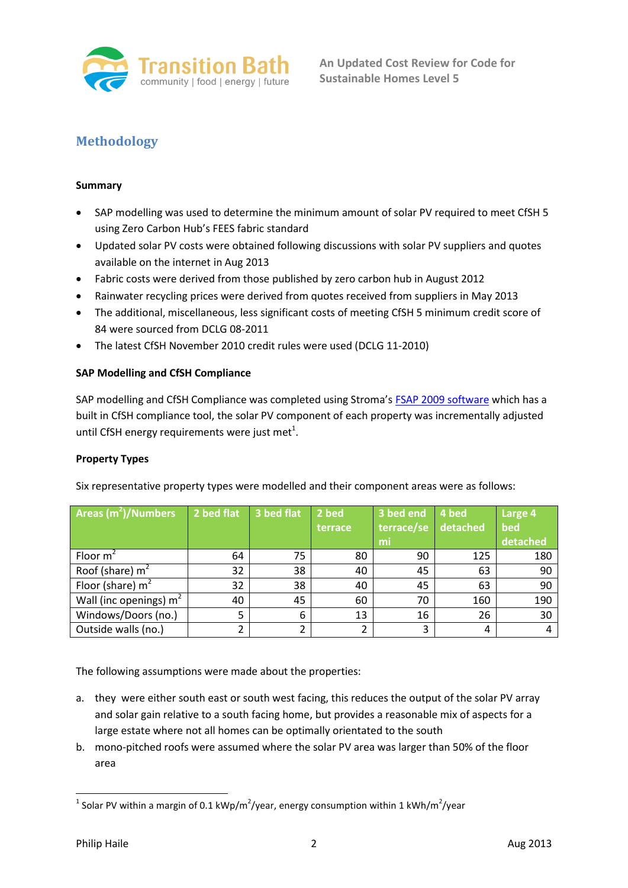## Methodology

**Summary**

- SAP modelling was used to determine the minimum amount of solar PV required to meet CfSH 5 using Zero Carbon Hub's FEES fabric standard
- Updated solar PV costs were obtained following discussions with solar PV suppliers and quotes available on the internet in Aug 2013
- Fabric costs were derived from those published by zero carbon hub in August 2012
- Rainwater recycling prices were derived from quotes received from suppliers in May 2013
- The additional, miscellaneous, less significant costs of meeting CfSH 5 minimum credit score of 84 were sourced from DCLG 08-2011
- The latest CfSH November 2010 credit rules were used (DCLG 11-2010)

**SAP Modelling and CfSH Compliance**

SAP modelling and CfSH Compliance was completed using Stroma's FSAP 2009 software which has a built in CfSH compliance tool, the solar PV component of each property was incrementally adjusted until CfSH energy requirements were just met[1].

**Property Types**

Six representative property types were modelled and their component areas were as follows:

| Areas ($m^2$)/Numbers | 2 bed flat | 3 bed flat | 2 bed terrace | 3 bed end terrace/semi | 4 bed detached | Large 4 bed detached |
|---|---|---|---|---|---|---|
| Floor $m^2$ | 64 | 75 | 80 | 90 | 125 | 180 |
| Roof (share) $m^2$ | 32 | 38 | 40 | 45 | 63 | 90 |
| Floor (share) $m^2$ | 32 | 38 | 40 | 45 | 63 | 90 |
| Wall (inc openings) $m^2$ | 40 | 45 | 60 | 70 | 160 | 190 |
| Windows/Doors (no.) | 5 | 6 | 13 | 16 | 26 | 30 |
| Outside walls (no.) | 2 | 2 | 2 | 3 | 4 | 4 |

The following assumptions were made about the properties:

a. they were either south east or south west facing, this reduces the output of the solar PV array and solar gain relative to a south facing home, but provides a reasonable mix of aspects for a large estate where not all homes can be optimally orientated to the south

b. mono-pitched roofs were assumed where the solar PV area was larger than 50% of the floor area

[1] Solar PV within a margin of 0.1 kWp/$m^2$/year, energy consumption within 1 kWh/$m^2$/year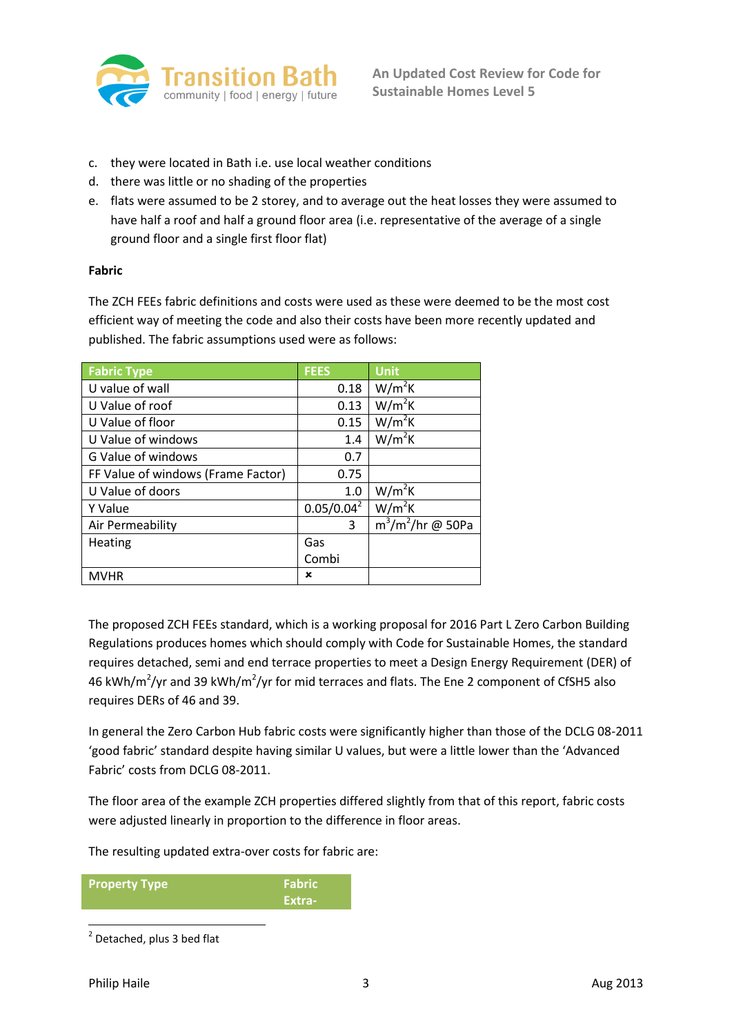c. they were located in Bath i.e. use local weather conditions
d. there was little or no shading of the properties
e. flats were assumed to be 2 storey, and to average out the heat losses they were assumed to have half a roof and half a ground floor area (i.e. representative of the average of a single ground floor and a single first floor flat)

**Fabric**

The ZCH FEEs fabric definitions and costs were used as these were deemed to be the most cost efficient way of meeting the code and also their costs have been more recently updated and published. The fabric assumptions used were as follows:

| Fabric Type | FEES | Unit |
|---|---|---|
| U value of wall | 0.18 | $W/m^2K$ |
| U Value of roof | 0.13 | $W/m^2K$ |
| U Value of floor | 0.15 | $W/m^2K$ |
| U Value of windows | 1.4 | $W/m^2K$ |
| G Value of windows | 0.7 | |
| FF Value of windows (Frame Factor) | 0.75 | |
| U Value of doors | 1.0 | $W/m^2K$ |
| Y Value | 0.05/0.04[2] | $W/m^2K$ |
| Air Permeability | 3 | $m^3/m^2/hr$ @ 50Pa |
| Heating | Gas Combi | |
| MVHR | × | |

The proposed ZCH FEEs standard, which is a working proposal for 2016 Part L Zero Carbon Building Regulations produces homes which should comply with Code for Sustainable Homes, the standard requires detached, semi and end terrace properties to meet a Design Energy Requirement (DER) of 46 $kWh/m^2/yr$ and 39 $kWh/m^2/yr$ for mid terraces and flats. The Ene 2 component of CfSH5 also requires DERs of 46 and 39.

In general the Zero Carbon Hub fabric costs were significantly higher than those of the DCLG 08-2011 'good fabric' standard despite having similar U values, but were a little lower than the 'Advanced Fabric' costs from DCLG 08-2011.

The floor area of the example ZCH properties differed slightly from that of this report, fabric costs were adjusted linearly in proportion to the difference in floor areas.

The resulting updated extra-over costs for fabric are:

| Property Type | Fabric Extra- |
|---|---|

[2] Detached, plus 3 bed flat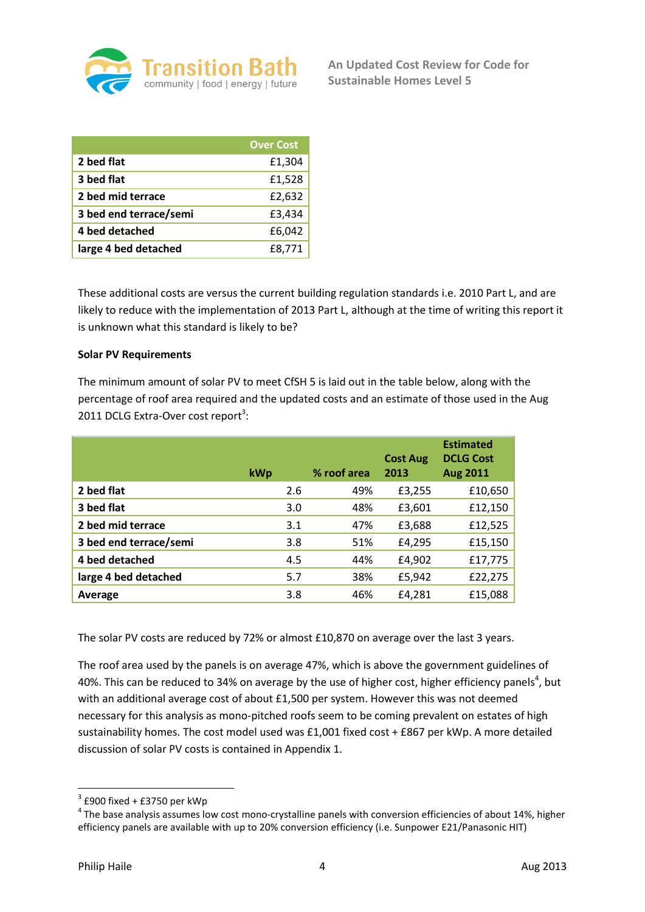| | Over Cost |
|---|---|
| **2 bed flat** | £1,304 |
| **3 bed flat** | £1,528 |
| **2 bed mid terrace** | £2,632 |
| **3 bed end terrace/semi** | £3,434 |
| **4 bed detached** | £6,042 |
| **large 4 bed detached** | £8,771 |

These additional costs are versus the current building regulation standards i.e. 2010 Part L, and are likely to reduce with the implementation of 2013 Part L, although at the time of writing this report it is unknown what this standard is likely to be?

**Solar PV Requirements**

The minimum amount of solar PV to meet CfSH 5 is laid out in the table below, along with the percentage of roof area required and the updated costs and an estimate of those used in the Aug 2011 DCLG Extra-Over cost report[3]:

| | kWp | % roof area | Cost Aug 2013 | Estimated DCLG Cost Aug 2011 |
|---|---|---|---|---|
| **2 bed flat** | 2.6 | 49% | £3,255 | £10,650 |
| **3 bed flat** | 3.0 | 48% | £3,601 | £12,150 |
| **2 bed mid terrace** | 3.1 | 47% | £3,688 | £12,525 |
| **3 bed end terrace/semi** | 3.8 | 51% | £4,295 | £15,150 |
| **4 bed detached** | 4.5 | 44% | £4,902 | £17,775 |
| **large 4 bed detached** | 5.7 | 38% | £5,942 | £22,275 |
| **Average** | 3.8 | 46% | £4,281 | £15,088 |

The solar PV costs are reduced by 72% or almost £10,870 on average over the last 3 years.

The roof area used by the panels is on average 47%, which is above the government guidelines of 40%. This can be reduced to 34% on average by the use of higher cost, higher efficiency panels[4], but with an additional average cost of about £1,500 per system. However this was not deemed necessary for this analysis as mono-pitched roofs seem to be coming prevalent on estates of high sustainability homes. The cost model used was £1,001 fixed cost + £867 per kWp. A more detailed discussion of solar PV costs is contained in Appendix 1.

---

[3] £900 fixed + £3750 per kWp

[4] The base analysis assumes low cost mono-crystalline panels with conversion efficiencies of about 14%, higher efficiency panels are available with up to 20% conversion efficiency (i.e. Sunpower E21/Panasonic HIT)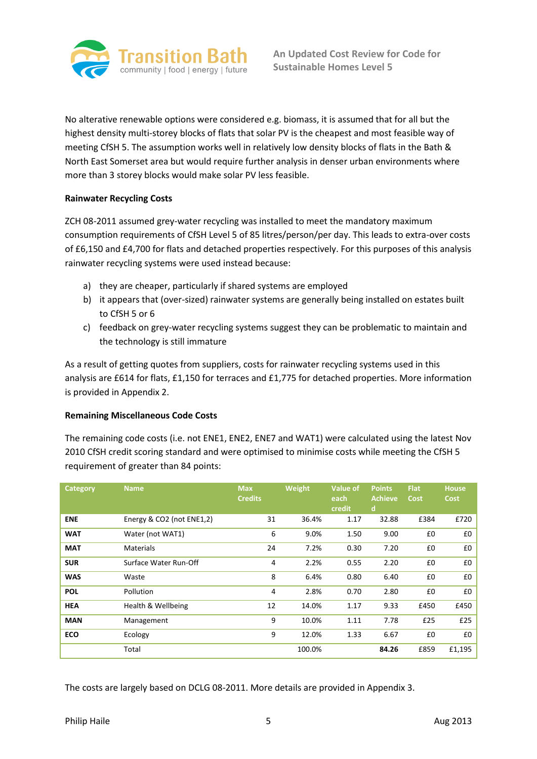No alterative renewable options were considered e.g. biomass, it is assumed that for all but the highest density multi-storey blocks of flats that solar PV is the cheapest and most feasible way of meeting CfSH 5. The assumption works well in relatively low density blocks of flats in the Bath & North East Somerset area but would require further analysis in denser urban environments where more than 3 storey blocks would make solar PV less feasible.

**Rainwater Recycling Costs**

ZCH 08-2011 assumed grey-water recycling was installed to meet the mandatory maximum consumption requirements of CfSH Level 5 of 85 litres/person/per day. This leads to extra-over costs of £6,150 and £4,700 for flats and detached properties respectively. For this purposes of this analysis rainwater recycling systems were used instead because:

a) they are cheaper, particularly if shared systems are employed
b) it appears that (over-sized) rainwater systems are generally being installed on estates built to CfSH 5 or 6
c) feedback on grey-water recycling systems suggest they can be problematic to maintain and the technology is still immature

As a result of getting quotes from suppliers, costs for rainwater recycling systems used in this analysis are £614 for flats, £1,150 for terraces and £1,775 for detached properties. More information is provided in Appendix 2.

**Remaining Miscellaneous Code Costs**

The remaining code costs (i.e. not ENE1, ENE2, ENE7 and WAT1) were calculated using the latest Nov 2010 CfSH credit scoring standard and were optimised to minimise costs while meeting the CfSH 5 requirement of greater than 84 points:

| Category | Name | Max Credits | Weight | Value of each credit | Points Achieved | Flat Cost | House Cost |
|---|---|---|---|---|---|---|---|
| **ENE** | Energy & CO2 (not ENE1,2) | 31 | 36.4% | 1.17 | 32.88 | £384 | £720 |
| **WAT** | Water (not WAT1) | 6 | 9.0% | 1.50 | 9.00 | £0 | £0 |
| **MAT** | Materials | 24 | 7.2% | 0.30 | 7.20 | £0 | £0 |
| **SUR** | Surface Water Run-Off | 4 | 2.2% | 0.55 | 2.20 | £0 | £0 |
| **WAS** | Waste | 8 | 6.4% | 0.80 | 6.40 | £0 | £0 |
| **POL** | Pollution | 4 | 2.8% | 0.70 | 2.80 | £0 | £0 |
| **HEA** | Health & Wellbeing | 12 | 14.0% | 1.17 | 9.33 | £450 | £450 |
| **MAN** | Management | 9 | 10.0% | 1.11 | 7.78 | £25 | £25 |
| **ECO** | Ecology | 9 | 12.0% | 1.33 | 6.67 | £0 | £0 |
| | Total | | 100.0% | | **84.26** | £859 | £1,195 |

The costs are largely based on DCLG 08-2011. More details are provided in Appendix 3.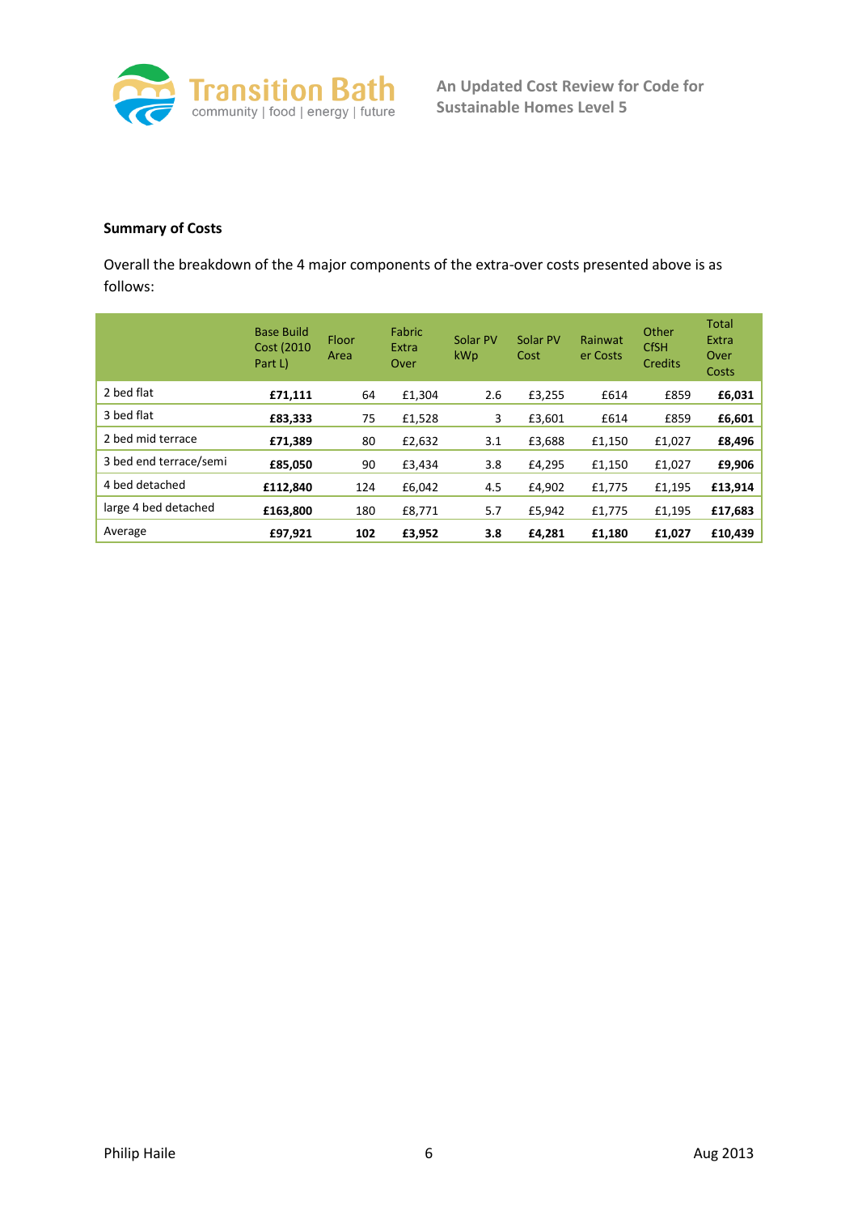**Summary of Costs**

Overall the breakdown of the 4 major components of the extra-over costs presented above is as follows:

| | Base Build Cost (2010 Part L) | Floor Area | Fabric Extra Over | Solar PV kWp | Solar PV Cost | Rainwater Costs | Other CfSH Credits | Total Extra Over Costs |
|---|---|---|---|---|---|---|---|---|
| 2 bed flat | **£71,111** | 64 | £1,304 | 2.6 | £3,255 | £614 | £859 | **£6,031** |
| 3 bed flat | **£83,333** | 75 | £1,528 | 3 | £3,601 | £614 | £859 | **£6,601** |
| 2 bed mid terrace | **£71,389** | 80 | £2,632 | 3.1 | £3,688 | £1,150 | £1,027 | **£8,496** |
| 3 bed end terrace/semi | **£85,050** | 90 | £3,434 | 3.8 | £4,295 | £1,150 | £1,027 | **£9,906** |
| 4 bed detached | **£112,840** | 124 | £6,042 | 4.5 | £4,902 | £1,775 | £1,195 | **£13,914** |
| large 4 bed detached | **£163,800** | 180 | £8,771 | 5.7 | £5,942 | £1,775 | £1,195 | **£17,683** |
| Average | **£97,921** | **102** | **£3,952** | **3.8** | **£4,281** | **£1,180** | **£1,027** | **£10,439** |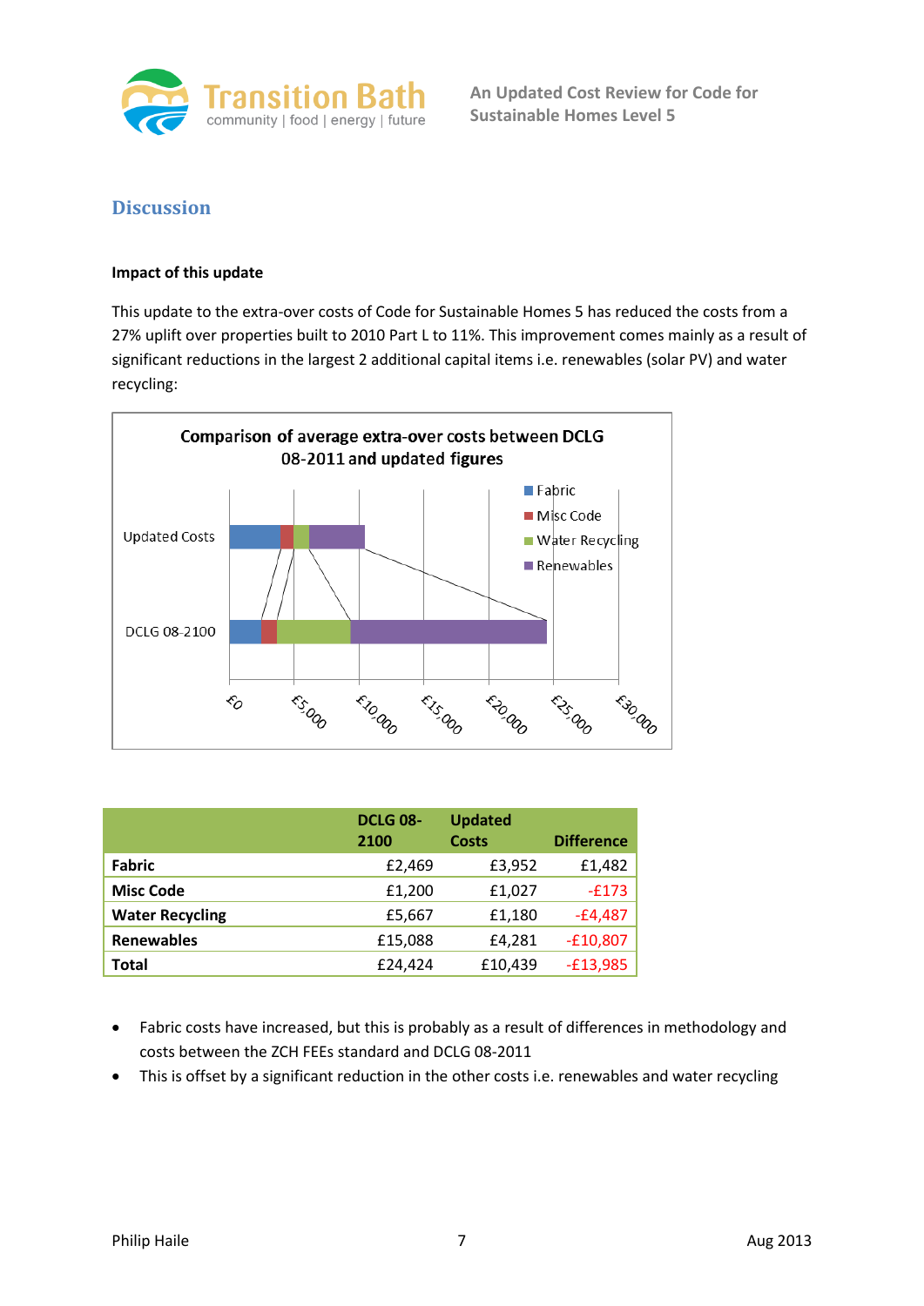## Discussion

**Impact of this update**

This update to the extra-over costs of Code for Sustainable Homes 5 has reduced the costs from a 27% uplift over properties built to 2010 Part L to 11%. This improvement comes mainly as a result of significant reductions in the largest 2 additional capital items i.e. renewables (solar PV) and water recycling:

**Comparison of average extra-over costs between DCLG 08-2011 and updated figures**

| | Fabric | Misc Code | Water Recycling | Renewables |
|---|---|---|---|---|
| Updated Costs | | | | |
| DCLG 08-2100 | | | | |

£0, £5,000, £10,000, £15,000, £20,000, £25,000, £30,000

| | DCLG 08-2100 | Updated Costs | Difference |
|---|---|---|---|
| **Fabric** | £2,469 | £3,952 | £1,482 |
| **Misc Code** | £1,200 | £1,027 | -£173 |
| **Water Recycling** | £5,667 | £1,180 | -£4,487 |
| **Renewables** | £15,088 | £4,281 | -£10,807 |
| **Total** | £24,424 | £10,439 | -£13,985 |

- Fabric costs have increased, but this is probably as a result of differences in methodology and costs between the ZCH FEEs standard and DCLG 08-2011
- This is offset by a significant reduction in the other costs i.e. renewables and water recycling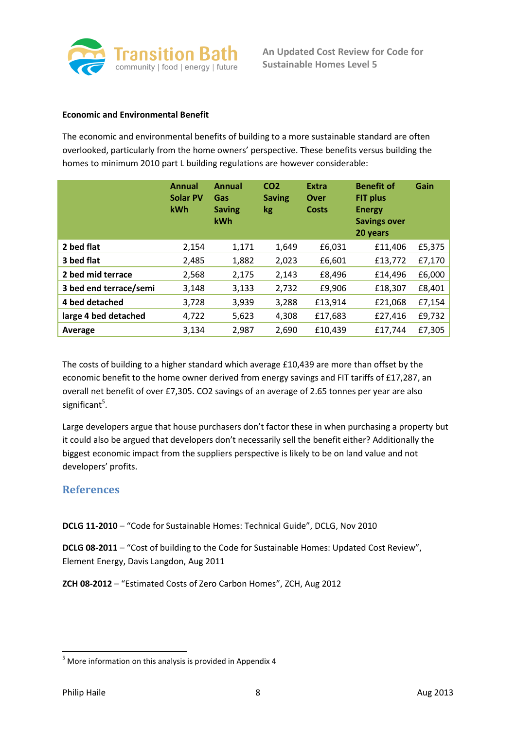**Economic and Environmental Benefit**

The economic and environmental benefits of building to a more sustainable standard are often overlooked, particularly from the home owners' perspective. These benefits versus building the homes to minimum 2010 part L building regulations are however considerable:

| | Annual Solar PV kWh | Annual Gas Saving kWh | CO2 Saving kg | Extra Over Costs | Benefit of FIT plus Energy Savings over 20 years | Gain |
|---|---|---|---|---|---|---|
| **2 bed flat** | 2,154 | 1,171 | 1,649 | £6,031 | £11,406 | £5,375 |
| **3 bed flat** | 2,485 | 1,882 | 2,023 | £6,601 | £13,772 | £7,170 |
| **2 bed mid terrace** | 2,568 | 2,175 | 2,143 | £8,496 | £14,496 | £6,000 |
| **3 bed end terrace/semi** | 3,148 | 3,133 | 2,732 | £9,906 | £18,307 | £8,401 |
| **4 bed detached** | 3,728 | 3,939 | 3,288 | £13,914 | £21,068 | £7,154 |
| **large 4 bed detached** | 4,722 | 5,623 | 4,308 | £17,683 | £27,416 | £9,732 |
| **Average** | 3,134 | 2,987 | 2,690 | £10,439 | £17,744 | £7,305 |

The costs of building to a higher standard which average £10,439 are more than offset by the economic benefit to the home owner derived from energy savings and FIT tariffs of £17,287, an overall net benefit of over £7,305. CO2 savings of an average of 2.65 tonnes per year are also significant[5].

Large developers argue that house purchasers don't factor these in when purchasing a property but it could also be argued that developers don't necessarily sell the benefit either? Additionally the biggest economic impact from the suppliers perspective is likely to be on land value and not developers' profits.

## References

**DCLG 11-2010** – "Code for Sustainable Homes: Technical Guide", DCLG, Nov 2010

**DCLG 08-2011** – "Cost of building to the Code for Sustainable Homes: Updated Cost Review", Element Energy, Davis Langdon, Aug 2011

**ZCH 08-2012** – "Estimated Costs of Zero Carbon Homes", ZCH, Aug 2012

[5] More information on this analysis is provided in Appendix 4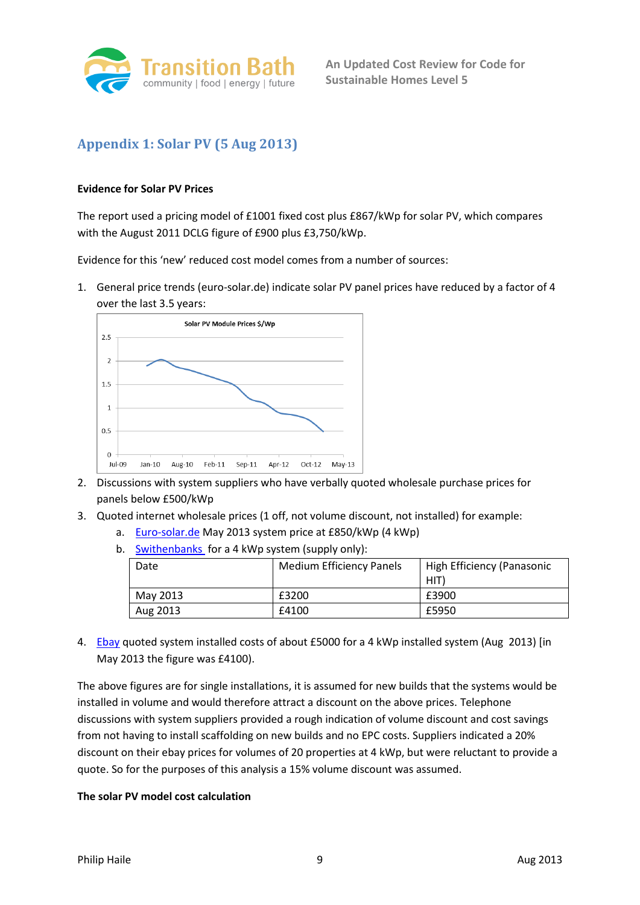## Appendix 1: Solar PV (5 Aug 2013)

**Evidence for Solar PV Prices**

The report used a pricing model of £1001 fixed cost plus £867/kWp for solar PV, which compares with the August 2011 DCLG figure of £900 plus £3,750/kWp.

Evidence for this 'new' reduced cost model comes from a number of sources:

1. General price trends (euro-solar.de) indicate solar PV panel prices have reduced by a factor of 4 over the last 3.5 years:
2. Discussions with system suppliers who have verbally quoted wholesale purchase prices for panels below £500/kWp
3. Quoted internet wholesale prices (1 off, not volume discount, not installed) for example:
   a. Euro-solar.de May 2013 system price at £850/kWp (4 kWp)
   b. Swithenbanks for a 4 kWp system (supply only):

| Date | Medium Efficiency Panels | High Efficiency (Panasonic HIT) |
|---|---|---|
| May 2013 | £3200 | £3900 |
| Aug 2013 | £4100 | £5950 |

4. Ebay quoted system installed costs of about £5000 for a 4 kWp installed system (Aug 2013) [in May 2013 the figure was £4100).

The above figures are for single installations, it is assumed for new builds that the systems would be installed in volume and would therefore attract a discount on the above prices. Telephone discussions with system suppliers provided a rough indication of volume discount and cost savings from not having to install scaffolding on new builds and no EPC costs. Suppliers indicated a 20% discount on their ebay prices for volumes of 20 properties at 4 kWp, but were reluctant to provide a quote. So for the purposes of this analysis a 15% volume discount was assumed.

**The solar PV model cost calculation**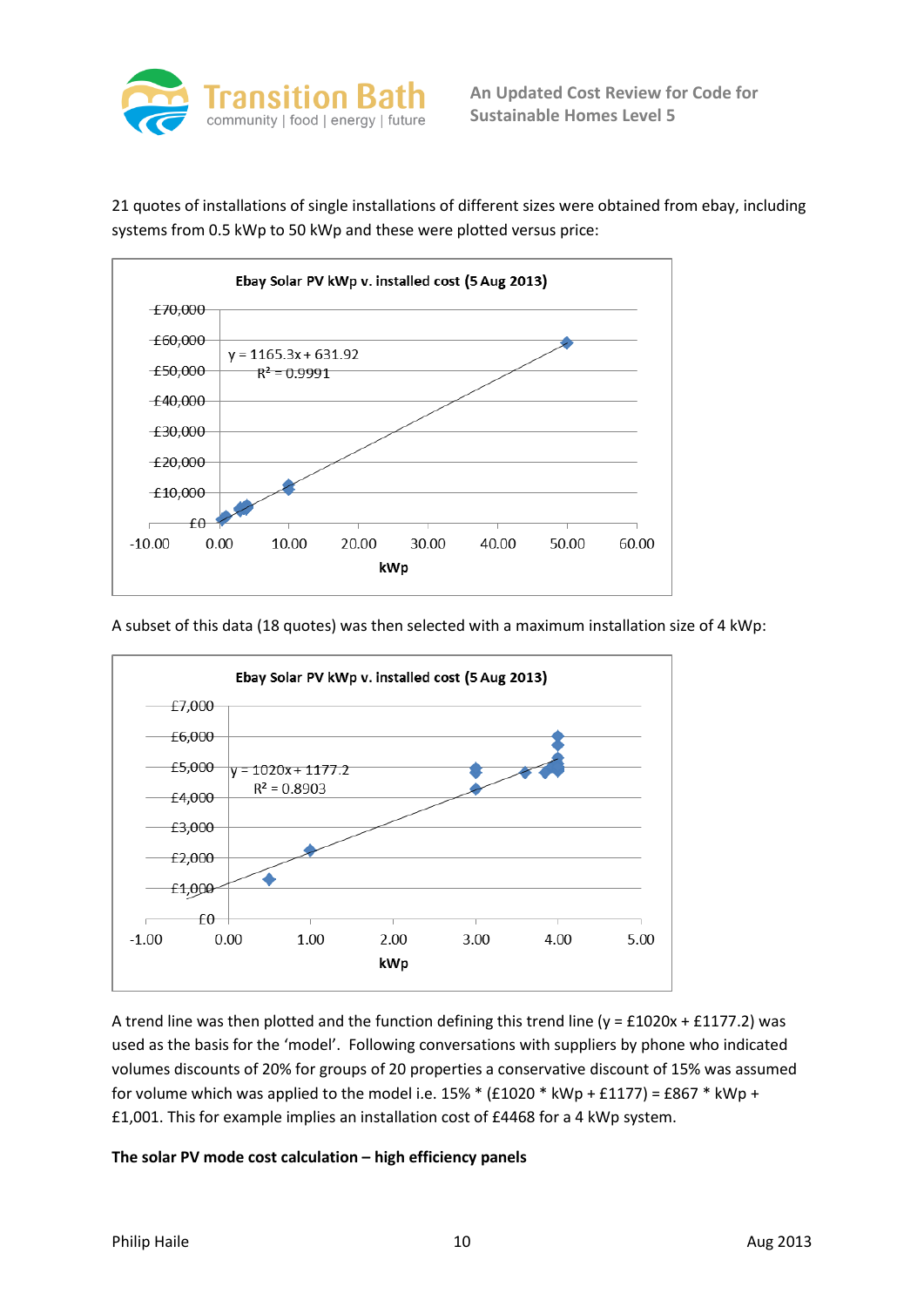21 quotes of installations of single installations of different sizes were obtained from ebay, including systems from 0.5 kWp to 50 kWp and these were plotted versus price:

**Ebay Solar PV kWp v. installed cost (5 Aug 2013)**

$y = 1165.3x + 631.92$
$R^2 = 0.9991$

A subset of this data (18 quotes) was then selected with a maximum installation size of 4 kWp:

**Ebay Solar PV kWp v. installed cost (5 Aug 2013)**

$y = 1020x + 1177.2$
$R^2 = 0.8903$

A trend line was then plotted and the function defining this trend line (y = £1020x + £1177.2) was used as the basis for the 'model'. Following conversations with suppliers by phone who indicated volumes discounts of 20% for groups of 20 properties a conservative discount of 15% was assumed for volume which was applied to the model i.e. 15% * (£1020 * kWp + £1177) = £867 * kWp + £1,001. This for example implies an installation cost of £4468 for a 4 kWp system.

**The solar PV mode cost calculation – high efficiency panels**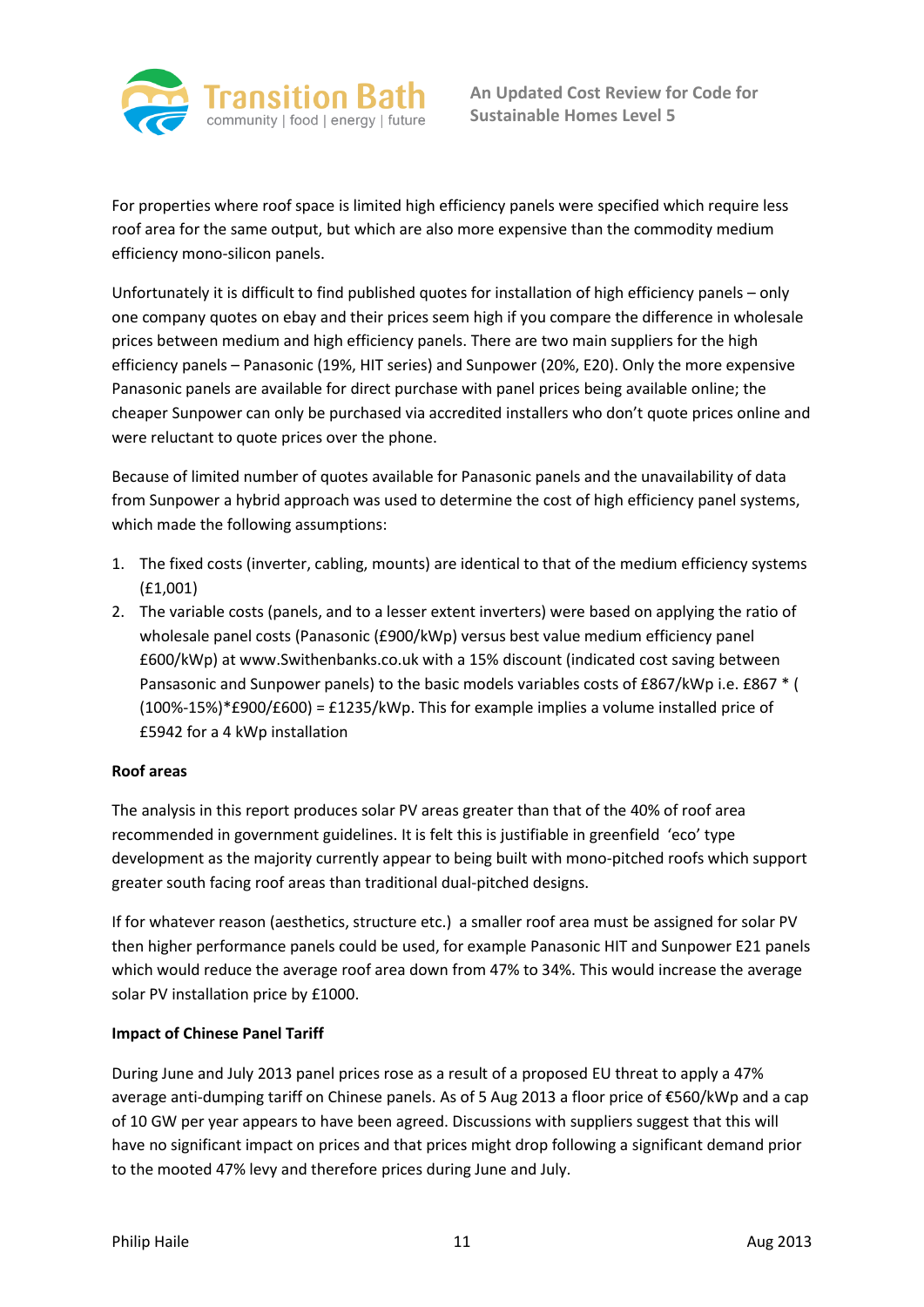For properties where roof space is limited high efficiency panels were specified which require less roof area for the same output, but which are also more expensive than the commodity medium efficiency mono-silicon panels.

Unfortunately it is difficult to find published quotes for installation of high efficiency panels – only one company quotes on ebay and their prices seem high if you compare the difference in wholesale prices between medium and high efficiency panels. There are two main suppliers for the high efficiency panels – Panasonic (19%, HIT series) and Sunpower (20%, E20). Only the more expensive Panasonic panels are available for direct purchase with panel prices being available online; the cheaper Sunpower can only be purchased via accredited installers who don't quote prices online and were reluctant to quote prices over the phone.

Because of limited number of quotes available for Panasonic panels and the unavailability of data from Sunpower a hybrid approach was used to determine the cost of high efficiency panel systems, which made the following assumptions:

1. The fixed costs (inverter, cabling, mounts) are identical to that of the medium efficiency systems (£1,001)
2. The variable costs (panels, and to a lesser extent inverters) were based on applying the ratio of wholesale panel costs (Panasonic (£900/kWp) versus best value medium efficiency panel £600/kWp) at www.Swithenbanks.co.uk with a 15% discount (indicated cost saving between Pansasonic and Sunpower panels) to the basic models variables costs of £867/kWp i.e. £867 * ((100%-15%)*£900/£600) = £1235/kWp. This for example implies a volume installed price of £5942 for a 4 kWp installation

**Roof areas**

The analysis in this report produces solar PV areas greater than that of the 40% of roof area recommended in government guidelines. It is felt this is justifiable in greenfield 'eco' type development as the majority currently appear to being built with mono-pitched roofs which support greater south facing roof areas than traditional dual-pitched designs.

If for whatever reason (aesthetics, structure etc.) a smaller roof area must be assigned for solar PV then higher performance panels could be used, for example Panasonic HIT and Sunpower E21 panels which would reduce the average roof area down from 47% to 34%. This would increase the average solar PV installation price by £1000.

**Impact of Chinese Panel Tariff**

During June and July 2013 panel prices rose as a result of a proposed EU threat to apply a 47% average anti-dumping tariff on Chinese panels. As of 5 Aug 2013 a floor price of €560/kWp and a cap of 10 GW per year appears to have been agreed. Discussions with suppliers suggest that this will have no significant impact on prices and that prices might drop following a significant demand prior to the mooted 47% levy and therefore prices during June and July.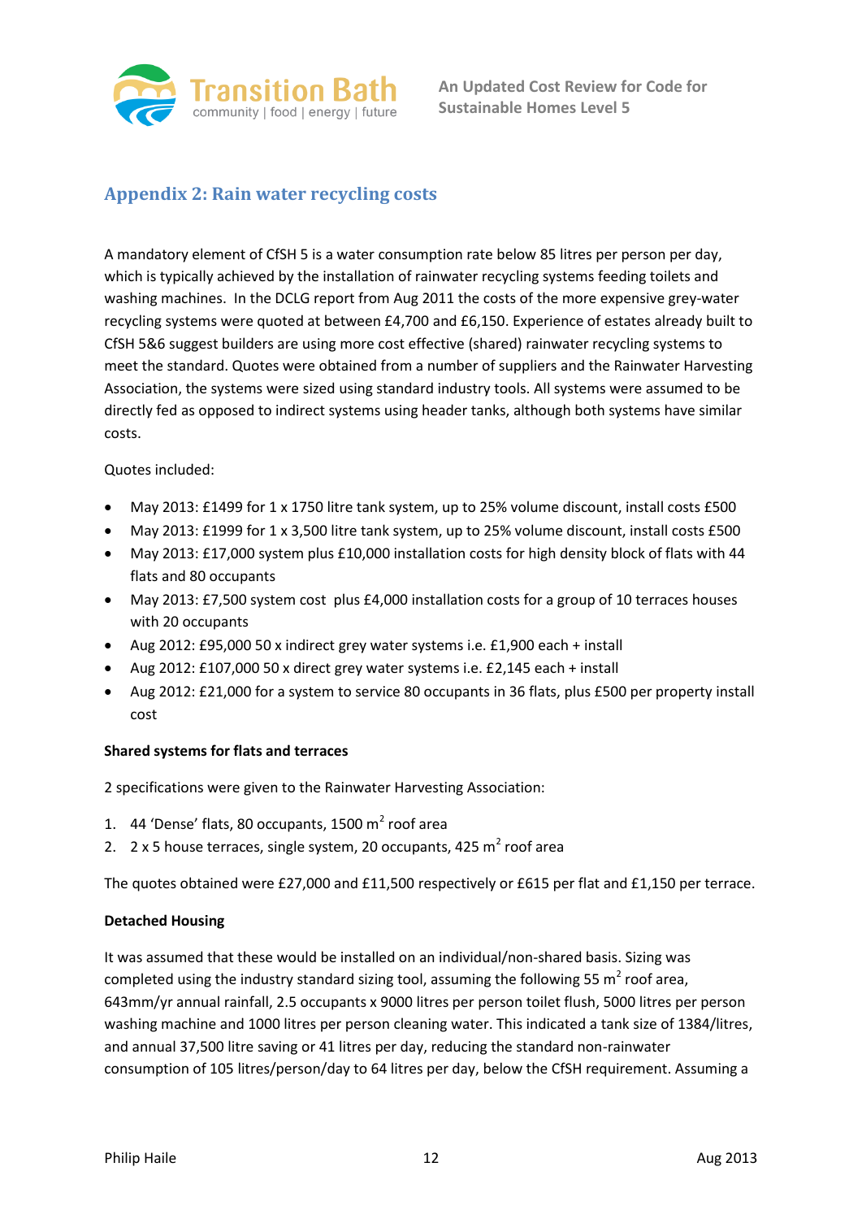## Appendix 2: Rain water recycling costs

A mandatory element of CfSH 5 is a water consumption rate below 85 litres per person per day, which is typically achieved by the installation of rainwater recycling systems feeding toilets and washing machines. In the DCLG report from Aug 2011 the costs of the more expensive grey-water recycling systems were quoted at between £4,700 and £6,150. Experience of estates already built to CfSH 5&6 suggest builders are using more cost effective (shared) rainwater recycling systems to meet the standard. Quotes were obtained from a number of suppliers and the Rainwater Harvesting Association, the systems were sized using standard industry tools. All systems were assumed to be directly fed as opposed to indirect systems using header tanks, although both systems have similar costs.

Quotes included:

- May 2013: £1499 for 1 x 1750 litre tank system, up to 25% volume discount, install costs £500
- May 2013: £1999 for 1 x 3,500 litre tank system, up to 25% volume discount, install costs £500
- May 2013: £17,000 system plus £10,000 installation costs for high density block of flats with 44 flats and 80 occupants
- May 2013: £7,500 system cost plus £4,000 installation costs for a group of 10 terraces houses with 20 occupants
- Aug 2012: £95,000 50 x indirect grey water systems i.e. £1,900 each + install
- Aug 2012: £107,000 50 x direct grey water systems i.e. £2,145 each + install
- Aug 2012: £21,000 for a system to service 80 occupants in 36 flats, plus £500 per property install cost

**Shared systems for flats and terraces**

2 specifications were given to the Rainwater Harvesting Association:

1. 44 'Dense' flats, 80 occupants, 1500 $m^2$ roof area
2. 2 x 5 house terraces, single system, 20 occupants, 425 $m^2$ roof area

The quotes obtained were £27,000 and £11,500 respectively or £615 per flat and £1,150 per terrace.

**Detached Housing**

It was assumed that these would be installed on an individual/non-shared basis. Sizing was completed using the industry standard sizing tool, assuming the following 55 $m^2$ roof area, 643mm/yr annual rainfall, 2.5 occupants x 9000 litres per person toilet flush, 5000 litres per person washing machine and 1000 litres per person cleaning water. This indicated a tank size of 1384/litres, and annual 37,500 litre saving or 41 litres per day, reducing the standard non-rainwater consumption of 105 litres/person/day to 64 litres per day, below the CfSH requirement. Assuming a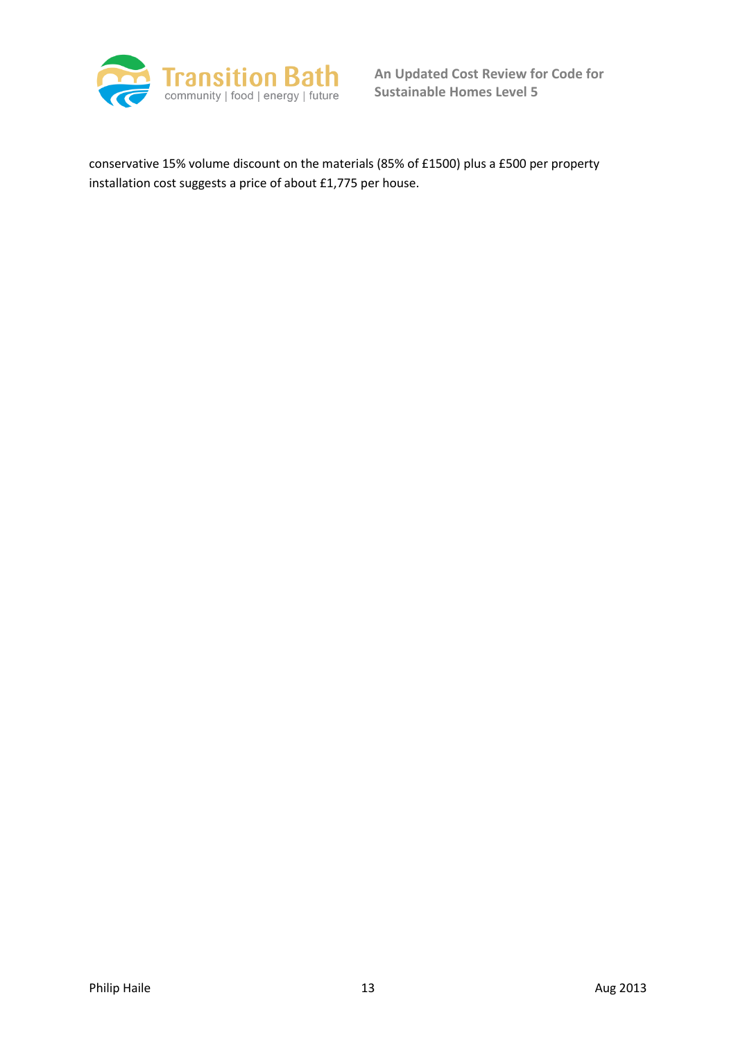conservative 15% volume discount on the materials (85% of £1500) plus a £500 per property installation cost suggests a price of about £1,775 per house.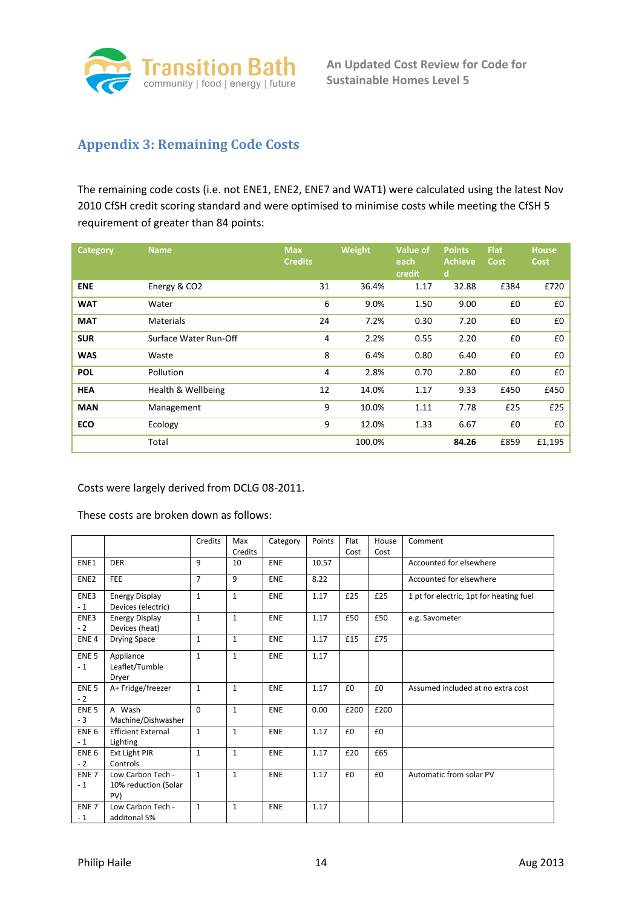## Appendix 3: Remaining Code Costs

The remaining code costs (i.e. not ENE1, ENE2, ENE7 and WAT1) were calculated using the latest Nov 2010 CfSH credit scoring standard and were optimised to minimise costs while meeting the CfSH 5 requirement of greater than 84 points:

| Category | Name | Max Credits | Weight | Value of each credit | Points Achieved | Flat Cost | House Cost |
|---|---|---|---|---|---|---|---|
| **ENE** | Energy & CO2 | 31 | 36.4% | 1.17 | 32.88 | £384 | £720 |
| **WAT** | Water | 6 | 9.0% | 1.50 | 9.00 | £0 | £0 |
| **MAT** | Materials | 24 | 7.2% | 0.30 | 7.20 | £0 | £0 |
| **SUR** | Surface Water Run-Off | 4 | 2.2% | 0.55 | 2.20 | £0 | £0 |
| **WAS** | Waste | 8 | 6.4% | 0.80 | 6.40 | £0 | £0 |
| **POL** | Pollution | 4 | 2.8% | 0.70 | 2.80 | £0 | £0 |
| **HEA** | Health & Wellbeing | 12 | 14.0% | 1.17 | 9.33 | £450 | £450 |
| **MAN** | Management | 9 | 10.0% | 1.11 | 7.78 | £25 | £25 |
| **ECO** | Ecology | 9 | 12.0% | 1.33 | 6.67 | £0 | £0 |
| | Total | | 100.0% | | **84.26** | £859 | £1,195 |

Costs were largely derived from DCLG 08-2011.

These costs are broken down as follows:

| | | Credits | Max Credits | Category | Points | Flat Cost | House Cost | Comment |
|---|---|---|---|---|---|---|---|---|
| ENE1 | DER | 9 | 10 | ENE | 10.57 | | | Accounted for elsewhere |
| ENE2 | FEE | 7 | 9 | ENE | 8.22 | | | Accounted for elsewhere |
| ENE3 - 1 | Energy Display Devices (electric) | 1 | 1 | ENE | 1.17 | £25 | £25 | 1 pt for electric, 1pt for heating fuel |
| ENE3 - 2 | Energy Display Devices (heat) | 1 | 1 | ENE | 1.17 | £50 | £50 | e.g. Savometer |
| ENE 4 | Drying Space | 1 | 1 | ENE | 1.17 | £15 | £75 | |
| ENE 5 - 1 | Appliance Leaflet/Tumble Dryer | 1 | 1 | ENE | 1.17 | | | |
| ENE 5 - 2 | A+ Fridge/freezer | 1 | 1 | ENE | 1.17 | £0 | £0 | Assumed included at no extra cost |
| ENE 5 - 3 | A Wash Machine/Dishwasher | 0 | 1 | ENE | 0.00 | £200 | £200 | |
| ENE 6 - 1 | Efficient External Lighting | 1 | 1 | ENE | 1.17 | £0 | £0 | |
| ENE 6 - 2 | Ext Light PIR Controls | 1 | 1 | ENE | 1.17 | £20 | £65 | |
| ENE 7 - 1 | Low Carbon Tech - 10% reduction (Solar PV) | 1 | 1 | ENE | 1.17 | £0 | £0 | Automatic from solar PV |
| ENE 7 - 1 | Low Carbon Tech - additonal 5% | 1 | 1 | ENE | 1.17 | | | |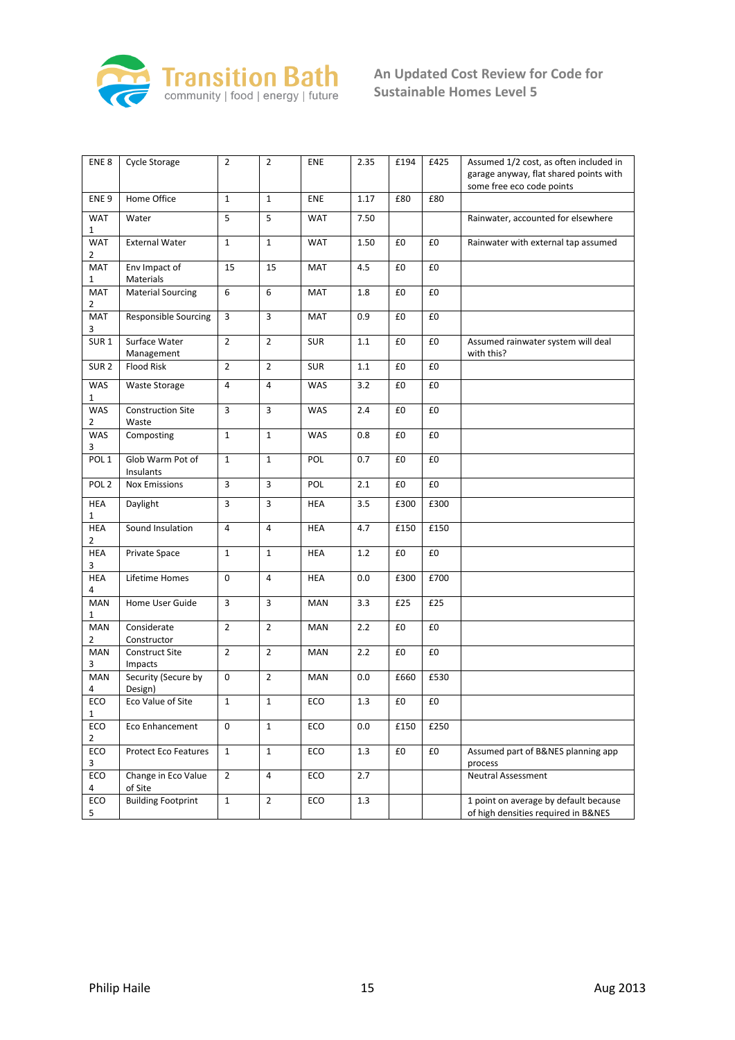| ENE 8 | Cycle Storage | 2 | 2 | ENE | 2.35 | £194 | £425 | Assumed 1/2 cost, as often included in garage anyway, flat shared points with some free eco code points |
|---|---|---|---|---|---|---|---|---|
| ENE 9 | Home Office | 1 | 1 | ENE | 1.17 | £80 | £80 | |
| WAT 1 | Water | 5 | 5 | WAT | 7.50 | | | Rainwater, accounted for elsewhere |
| WAT 2 | External Water | 1 | 1 | WAT | 1.50 | £0 | £0 | Rainwater with external tap assumed |
| MAT 1 | Env Impact of Materials | 15 | 15 | MAT | 4.5 | £0 | £0 | |
| MAT 2 | Material Sourcing | 6 | 6 | MAT | 1.8 | £0 | £0 | |
| MAT 3 | Responsible Sourcing | 3 | 3 | MAT | 0.9 | £0 | £0 | |
| SUR 1 | Surface Water Management | 2 | 2 | SUR | 1.1 | £0 | £0 | Assumed rainwater system will deal with this? |
| SUR 2 | Flood Risk | 2 | 2 | SUR | 1.1 | £0 | £0 | |
| WAS 1 | Waste Storage | 4 | 4 | WAS | 3.2 | £0 | £0 | |
| WAS 2 | Construction Site Waste | 3 | 3 | WAS | 2.4 | £0 | £0 | |
| WAS 3 | Composting | 1 | 1 | WAS | 0.8 | £0 | £0 | |
| POL 1 | Glob Warm Pot of Insulants | 1 | 1 | POL | 0.7 | £0 | £0 | |
| POL 2 | Nox Emissions | 3 | 3 | POL | 2.1 | £0 | £0 | |
| HEA 1 | Daylight | 3 | 3 | HEA | 3.5 | £300 | £300 | |
| HEA 2 | Sound Insulation | 4 | 4 | HEA | 4.7 | £150 | £150 | |
| HEA 3 | Private Space | 1 | 1 | HEA | 1.2 | £0 | £0 | |
| HEA 4 | Lifetime Homes | 0 | 4 | HEA | 0.0 | £300 | £700 | |
| MAN 1 | Home User Guide | 3 | 3 | MAN | 3.3 | £25 | £25 | |
| MAN 2 | Considerate Constructor | 2 | 2 | MAN | 2.2 | £0 | £0 | |
| MAN 3 | Construct Site Impacts | 2 | 2 | MAN | 2.2 | £0 | £0 | |
| MAN 4 | Security (Secure by Design) | 0 | 2 | MAN | 0.0 | £660 | £530 | |
| ECO 1 | Eco Value of Site | 1 | 1 | ECO | 1.3 | £0 | £0 | |
| ECO 2 | Eco Enhancement | 0 | 1 | ECO | 0.0 | £150 | £250 | |
| ECO 3 | Protect Eco Features | 1 | 1 | ECO | 1.3 | £0 | £0 | Assumed part of B&NES planning app process |
| ECO 4 | Change in Eco Value of Site | 2 | 4 | ECO | 2.7 | | | Neutral Assessment |
| ECO 5 | Building Footprint | 1 | 2 | ECO | 1.3 | | | 1 point on average by default because of high densities required in B&NES |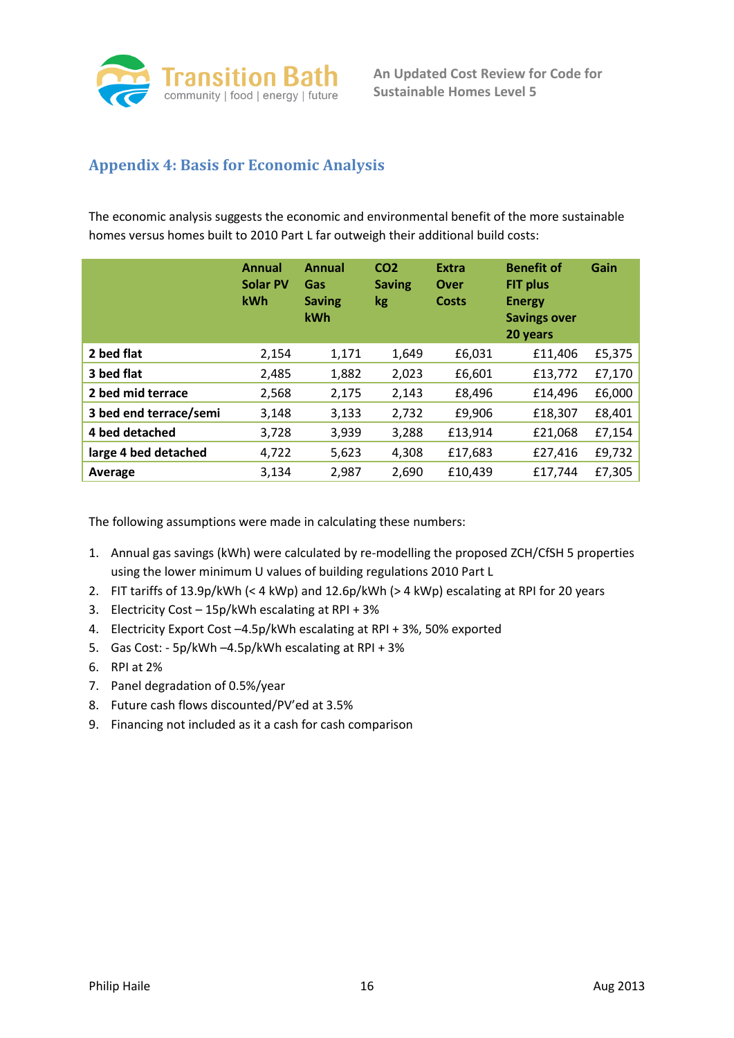## Appendix 4: Basis for Economic Analysis

The economic analysis suggests the economic and environmental benefit of the more sustainable homes versus homes built to 2010 Part L far outweigh their additional build costs:

| | Annual Solar PV kWh | Annual Gas Saving kWh | $CO_2$ Saving kg | Extra Over Costs | Benefit of FIT plus Energy Savings over 20 years | Gain |
|---|---|---|---|---|---|---|
| **2 bed flat** | 2,154 | 1,171 | 1,649 | £6,031 | £11,406 | £5,375 |
| **3 bed flat** | 2,485 | 1,882 | 2,023 | £6,601 | £13,772 | £7,170 |
| **2 bed mid terrace** | 2,568 | 2,175 | 2,143 | £8,496 | £14,496 | £6,000 |
| **3 bed end terrace/semi** | 3,148 | 3,133 | 2,732 | £9,906 | £18,307 | £8,401 |
| **4 bed detached** | 3,728 | 3,939 | 3,288 | £13,914 | £21,068 | £7,154 |
| **large 4 bed detached** | 4,722 | 5,623 | 4,308 | £17,683 | £27,416 | £9,732 |
| **Average** | 3,134 | 2,987 | 2,690 | £10,439 | £17,744 | £7,305 |

The following assumptions were made in calculating these numbers:

1. Annual gas savings (kWh) were calculated by re-modelling the proposed ZCH/CfSH 5 properties using the lower minimum U values of building regulations 2010 Part L
2. FIT tariffs of 13.9p/kWh (< 4 kWp) and 12.6p/kWh (> 4 kWp) escalating at RPI for 20 years
3. Electricity Cost – 15p/kWh escalating at RPI + 3%
4. Electricity Export Cost –4.5p/kWh escalating at RPI + 3%, 50% exported
5. Gas Cost: - 5p/kWh –4.5p/kWh escalating at RPI + 3%
6. RPI at 2%
7. Panel degradation of 0.5%/year
8. Future cash flows discounted/PV'ed at 3.5%
9. Financing not included as it a cash for cash comparison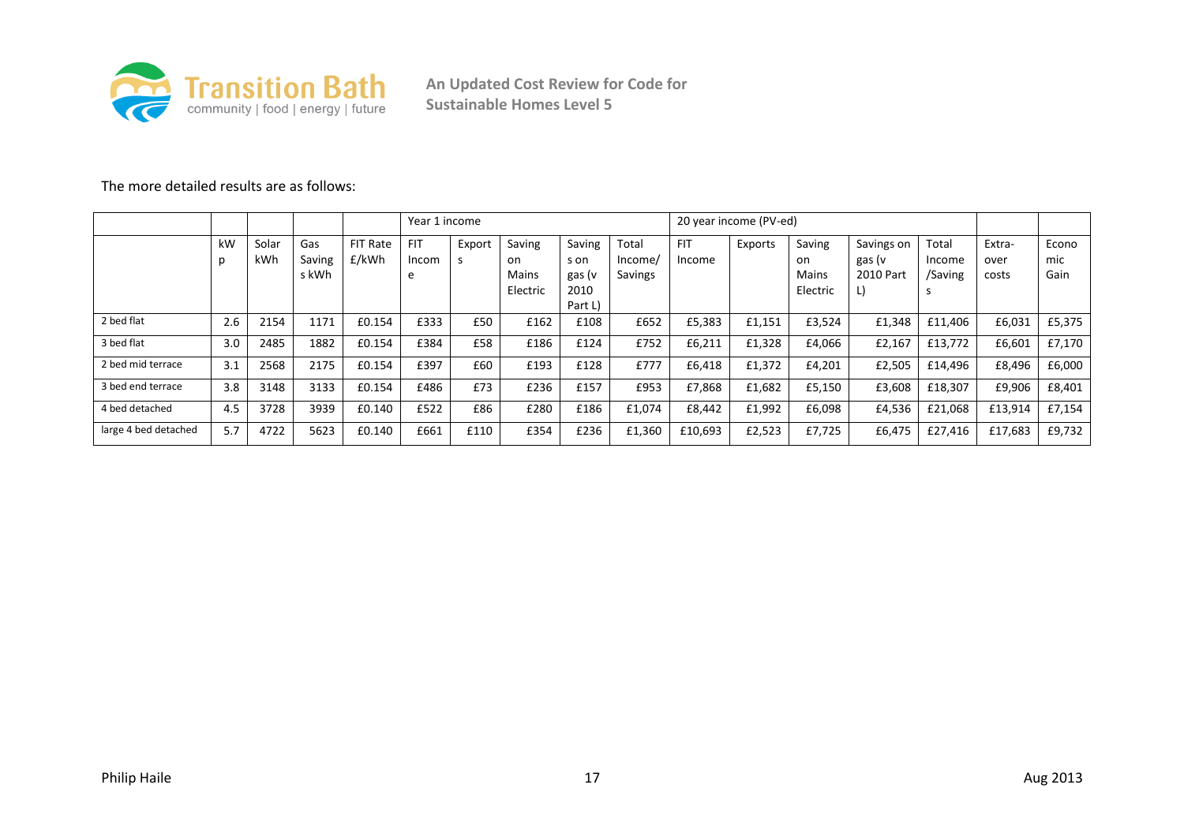The more detailed results are as follows:

| | | | | | Year 1 income | | | | | 20 year income (PV-ed) | | | | | | |
|---|---|---|---|---|---|---|---|---|---|---|---|---|---|---|---|---|
| | kWp | Solar kWh | Gas Savings kWh | FIT Rate £/kWh | FIT Income | Exports | Saving on Mains Electric | Savings on gas (v 2010 Part L) | Total Income/ Savings | FIT Income | Exports | Saving on Mains Electric | Savings on gas (v 2010 Part L) | Total Income /Savings | Extra-over costs | Economic Gain |
| 2 bed flat | 2.6 | 2154 | 1171 | £0.154 | £333 | £50 | £162 | £108 | £652 | £5,383 | £1,151 | £3,524 | £1,348 | £11,406 | £6,031 | £5,375 |
| 3 bed flat | 3.0 | 2485 | 1882 | £0.154 | £384 | £58 | £186 | £124 | £752 | £6,211 | £1,328 | £4,066 | £2,167 | £13,772 | £6,601 | £7,170 |
| 2 bed mid terrace | 3.1 | 2568 | 2175 | £0.154 | £397 | £60 | £193 | £128 | £777 | £6,418 | £1,372 | £4,201 | £2,505 | £14,496 | £8,496 | £6,000 |
| 3 bed end terrace | 3.8 | 3148 | 3133 | £0.154 | £486 | £73 | £236 | £157 | £953 | £7,868 | £1,682 | £5,150 | £3,608 | £18,307 | £9,906 | £8,401 |
| 4 bed detached | 4.5 | 3728 | 3939 | £0.140 | £522 | £86 | £280 | £186 | £1,074 | £8,442 | £1,992 | £6,098 | £4,536 | £21,068 | £13,914 | £7,154 |
| large 4 bed detached | 5.7 | 4722 | 5623 | £0.140 | £661 | £110 | £354 | £236 | £1,360 | £10,693 | £2,523 | £7,725 | £6,475 | £27,416 | £17,683 | £9,732 |